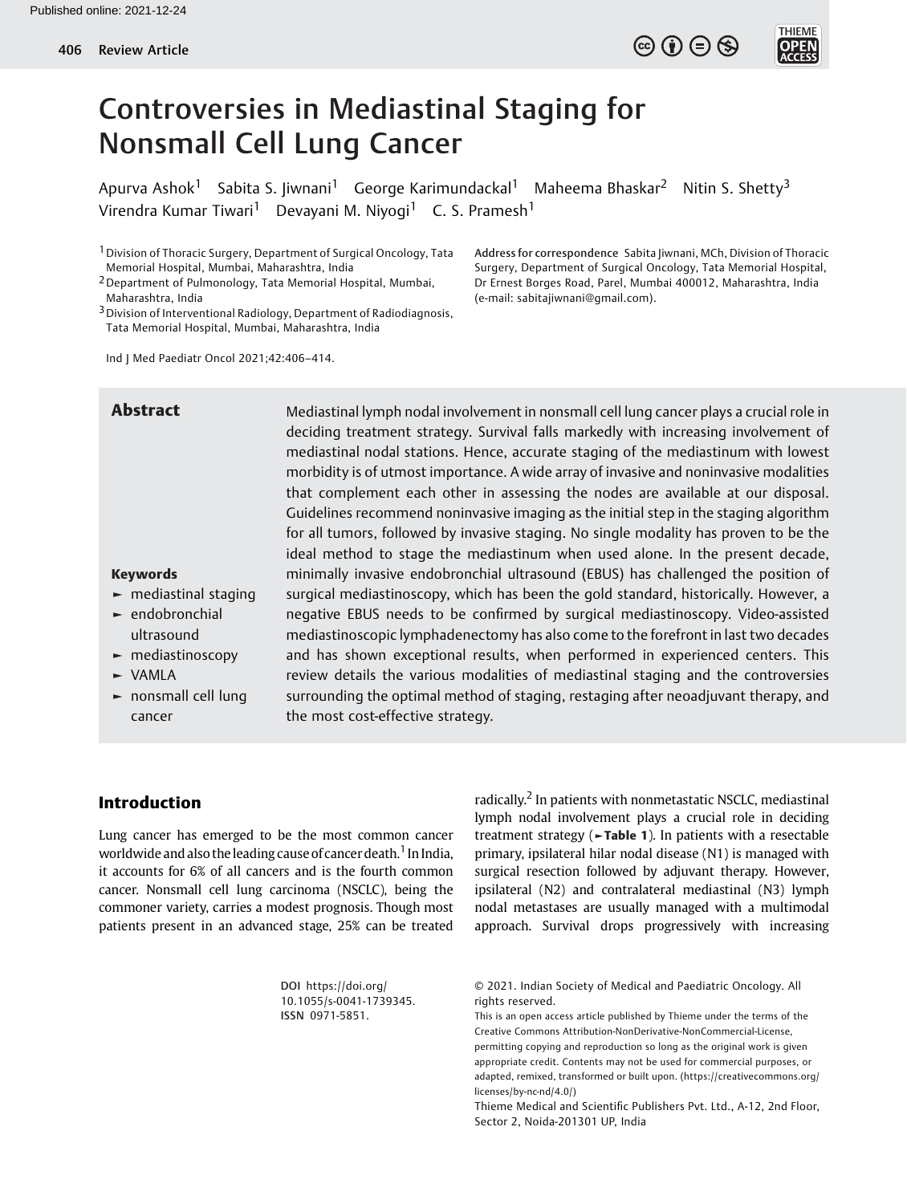Review Article

# Controversies in Mediastinal Staging for Nonsmall Cell Lung Cancer

Apurva Ashok[1] Sabita S. Jiwnani[1] George Karimundackal[1] Maheema Bhaskar[2] Nitin S. Shetty[3] Virendra Kumar Tiwari[1] Devayani M. Niyogi[1] C. S. Pramesh[1]

[1] Division of Thoracic Surgery, Department of Surgical Oncology, Tata Memorial Hospital, Mumbai, Maharashtra, India
[2] Department of Pulmonology, Tata Memorial Hospital, Mumbai, Maharashtra, India
[3] Division of Interventional Radiology, Department of Radiodiagnosis, Tata Memorial Hospital, Mumbai, Maharashtra, India

Address for correspondence Sabita Jiwnani, MCh, Division of Thoracic Surgery, Department of Surgical Oncology, Tata Memorial Hospital, Dr Ernest Borges Road, Parel, Mumbai 400012, Maharashtra, India (e-mail: sabitajiwnani@gmail.com).

Ind J Med Paediatr Oncol 2021;42:406–414.

## Abstract

Mediastinal lymph nodal involvement in nonsmall cell lung cancer plays a crucial role in deciding treatment strategy. Survival falls markedly with increasing involvement of mediastinal nodal stations. Hence, accurate staging of the mediastinum with lowest morbidity is of utmost importance. A wide array of invasive and noninvasive modalities that complement each other in assessing the nodes are available at our disposal. Guidelines recommend noninvasive imaging as the initial step in the staging algorithm for all tumors, followed by invasive staging. No single modality has proven to be the ideal method to stage the mediastinum when used alone. In the present decade, minimally invasive endobronchial ultrasound (EBUS) has challenged the position of surgical mediastinoscopy, which has been the gold standard, historically. However, a negative EBUS needs to be confirmed by surgical mediastinoscopy. Video-assisted mediastinoscopic lymphadenectomy has also come to the forefront in last two decades and has shown exceptional results, when performed in experienced centers. This review details the various modalities of mediastinal staging and the controversies surrounding the optimal method of staging, restaging after neoadjuvant therapy, and the most cost-effective strategy.

**Keywords**

- mediastinal staging
- endobronchial ultrasound
- mediastinoscopy
- VAMLA
- nonsmall cell lung cancer

## Introduction

Lung cancer has emerged to be the most common cancer worldwide and also the leading cause of cancer death.[1] In India, it accounts for 6% of all cancers and is the fourth common cancer. Nonsmall cell lung carcinoma (NSCLC), being the commoner variety, carries a modest prognosis. Though most patients present in an advanced stage, 25% can be treated radically.[2] In patients with nonmetastatic NSCLC, mediastinal lymph nodal involvement plays a crucial role in deciding treatment strategy (►**Table 1**). In patients with a resectable primary, ipsilateral hilar nodal disease (N1) is managed with surgical resection followed by adjuvant therapy. However, ipsilateral (N2) and contralateral mediastinal (N3) lymph nodal metastases are usually managed with a multimodal approach. Survival drops progressively with increasing

DOI https://doi.org/10.1055/s-0041-1739345.
ISSN 0971-5851.

© 2021. Indian Society of Medical and Paediatric Oncology. All rights reserved.
This is an open access article published by Thieme under the terms of the Creative Commons Attribution-NonDerivative-NonCommercial-License, permitting copying and reproduction so long as the original work is given appropriate credit. Contents may not be used for commercial purposes, or adapted, remixed, transformed or built upon. (https://creativecommons.org/licenses/by-nc-nd/4.0/)
Thieme Medical and Scientific Publishers Pvt. Ltd., A-12, 2nd Floor, Sector 2, Noida-201301 UP, India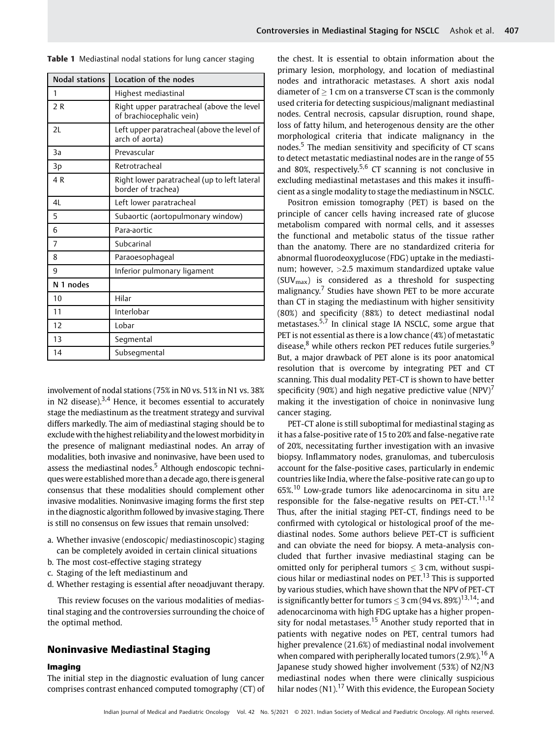**Table 1** Mediastinal nodal stations for lung cancer staging

| Nodal stations | Location of the nodes |
|---|---|
| 1 | Highest mediastinal |
| 2 R | Right upper paratracheal (above the level of brachiocephalic vein) |
| 2L | Left upper paratracheal (above the level of arch of aorta) |
| 3a | Prevascular |
| 3p | Retrotracheal |
| 4 R | Right lower paratracheal (up to left lateral border of trachea) |
| 4L | Left lower paratracheal |
| 5 | Subaortic (aortopulmonary window) |
| 6 | Para-aortic |
| 7 | Subcarinal |
| 8 | Paraoesophageal |
| 9 | Inferior pulmonary ligament |
| N 1 nodes | |
| 10 | Hilar |
| 11 | Interlobar |
| 12 | Lobar |
| 13 | Segmental |
| 14 | Subsegmental |

involvement of nodal stations (75% in N0 vs. 51% in N1 vs. 38% in N2 disease).[3,4] Hence, it becomes essential to accurately stage the mediastinum as the treatment strategy and survival differs markedly. The aim of mediastinal staging should be to exclude with the highest reliability and the lowest morbidity in the presence of malignant mediastinal nodes. An array of modalities, both invasive and noninvasive, have been used to assess the mediastinal nodes.[5] Although endoscopic techniques were established more than a decade ago, there is general consensus that these modalities should complement other invasive modalities. Noninvasive imaging forms the first step in the diagnostic algorithm followed by invasive staging. There is still no consensus on few issues that remain unsolved:

a. Whether invasive (endoscopic/ mediastinoscopic) staging can be completely avoided in certain clinical situations
b. The most cost-effective staging strategy
c. Staging of the left mediastinum and
d. Whether restaging is essential after neoadjuvant therapy.

This review focuses on the various modalities of mediastinal staging and the controversies surrounding the choice of the optimal method.

## Noninvasive Mediastinal Staging

### Imaging

The initial step in the diagnostic evaluation of lung cancer comprises contrast enhanced computed tomography (CT) of the chest. It is essential to obtain information about the primary lesion, morphology, and location of mediastinal nodes and intrathoracic metastases. A short axis nodal diameter of $\geq$ 1 cm on a transverse CT scan is the commonly used criteria for detecting suspicious/malignant mediastinal nodes. Central necrosis, capsular disruption, round shape, loss of fatty hilum, and heterogenous density are the other morphological criteria that indicate malignancy in the nodes.[5] The median sensitivity and specificity of CT scans to detect metastatic mediastinal nodes are in the range of 55 and 80%, respectively.[5,6] CT scanning is not conclusive in excluding mediastinal metastases and this makes it insufficient as a single modality to stage the mediastinum in NSCLC.

Positron emission tomography (PET) is based on the principle of cancer cells having increased rate of glucose metabolism compared with normal cells, and it assesses the functional and metabolic status of the tissue rather than the anatomy. There are no standardized criteria for abnormal fluorodeoxyglucose (FDG) uptake in the mediastinum; however, >2.5 maximum standardized uptake value ($SUV_{max}$) is considered as a threshold for suspecting malignancy.[7] Studies have shown PET to be more accurate than CT in staging the mediastinum with higher sensitivity (80%) and specificity (88%) to detect mediastinal nodal metastases.[5,7] In clinical stage IA NSCLC, some argue that PET is not essential as there is a low chance (4%) of metastatic disease,[8] while others reckon PET reduces futile surgeries.[9] But, a major drawback of PET alone is its poor anatomical resolution that is overcome by integrating PET and CT scanning. This dual modality PET-CT is shown to have better specificity (90%) and high negative predictive value (NPV)[7] making it the investigation of choice in noninvasive lung cancer staging.

PET-CT alone is still suboptimal for mediastinal staging as it has a false-positive rate of 15 to 20% and false-negative rate of 20%, necessitating further investigation with an invasive biopsy. Inflammatory nodes, granulomas, and tuberculosis account for the false-positive cases, particularly in endemic countries like India, where the false-positive rate can go up to 65%.[10] Low-grade tumors like adenocarcinoma in situ are responsible for the false-negative results on PET-CT.[11,12] Thus, after the initial staging PET-CT, findings need to be confirmed with cytological or histological proof of the mediastinal nodes. Some authors believe PET-CT is sufficient and can obviate the need for biopsy. A meta-analysis concluded that further invasive mediastinal staging can be omitted only for peripheral tumors $\leq$ 3 cm, without suspicious hilar or mediastinal nodes on PET.[13] This is supported by various studies, which have shown that the NPV of PET-CT is significantly better for tumors $\leq$ 3 cm (94 vs. 89%)[13,14]; and adenocarcinoma with high FDG uptake has a higher propensity for nodal metastases.[15] Another study reported that in patients with negative nodes on PET, central tumors had higher prevalence (21.6%) of mediastinal nodal involvement when compared with peripherally located tumors (2.9%).[16] A Japanese study showed higher involvement (53%) of N2/N3 mediastinal nodes when there were clinically suspicious hilar nodes (N1).[17] With this evidence, the European Society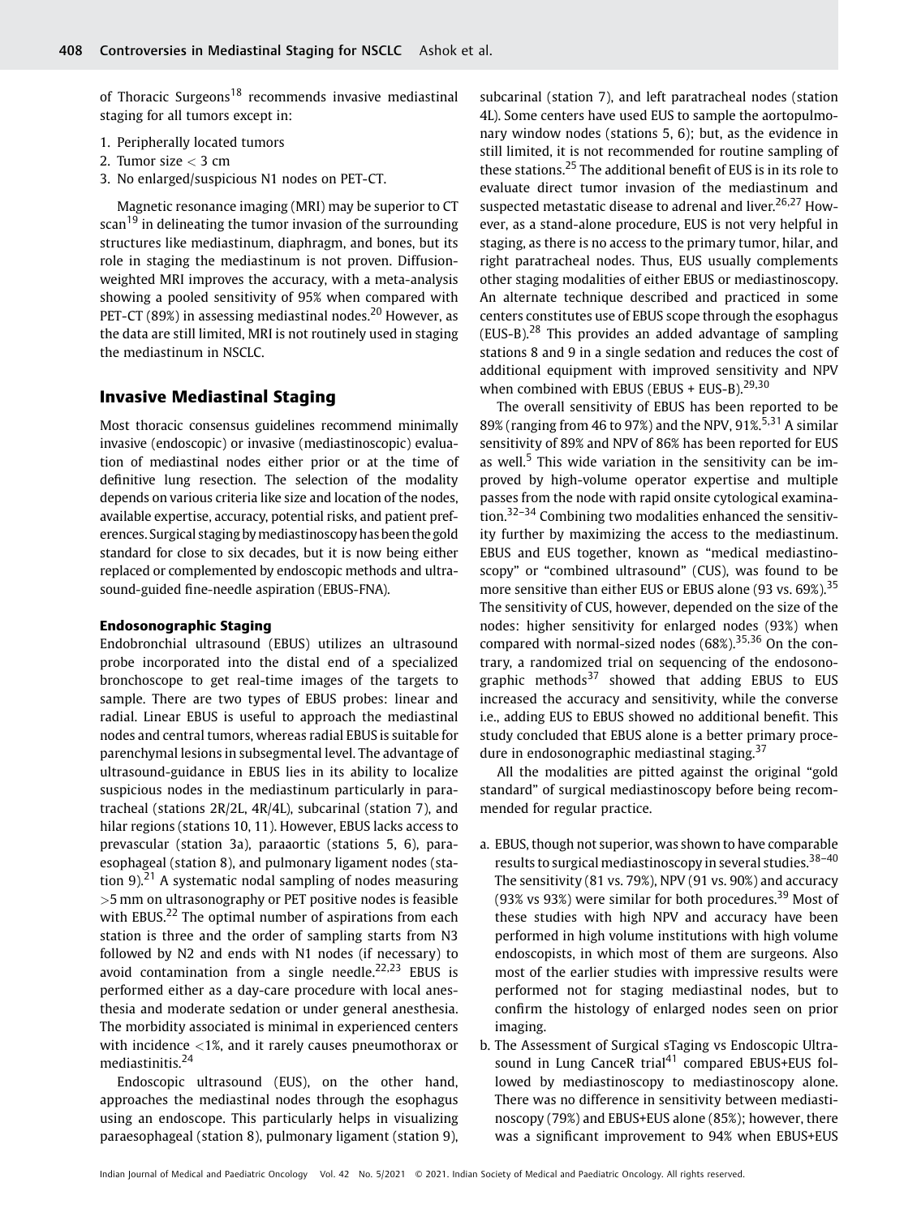of Thoracic Surgeons[18] recommends invasive mediastinal staging for all tumors except in:

1. Peripherally located tumors
2. Tumor size < 3 cm
3. No enlarged/suspicious N1 nodes on PET-CT.

Magnetic resonance imaging (MRI) may be superior to CT scan[19] in delineating the tumor invasion of the surrounding structures like mediastinum, diaphragm, and bones, but its role in staging the mediastinum is not proven. Diffusion-weighted MRI improves the accuracy, with a meta-analysis showing a pooled sensitivity of 95% when compared with PET-CT (89%) in assessing mediastinal nodes.[20] However, as the data are still limited, MRI is not routinely used in staging the mediastinum in NSCLC.

## Invasive Mediastinal Staging

Most thoracic consensus guidelines recommend minimally invasive (endoscopic) or invasive (mediastinoscopic) evaluation of mediastinal nodes either prior or at the time of definitive lung resection. The selection of the modality depends on various criteria like size and location of the nodes, available expertise, accuracy, potential risks, and patient preferences. Surgical staging by mediastinoscopy has been the gold standard for close to six decades, but it is now being either replaced or complemented by endoscopic methods and ultrasound-guided fine-needle aspiration (EBUS-FNA).

### Endosonographic Staging

Endobronchial ultrasound (EBUS) utilizes an ultrasound probe incorporated into the distal end of a specialized bronchoscope to get real-time images of the targets to sample. There are two types of EBUS probes: linear and radial. Linear EBUS is useful to approach the mediastinal nodes and central tumors, whereas radial EBUS is suitable for parenchymal lesions in subsegmental level. The advantage of ultrasound-guidance in EBUS lies in its ability to localize suspicious nodes in the mediastinum particularly in paratracheal (stations 2R/2L, 4R/4L), subcarinal (station 7), and hilar regions (stations 10, 11). However, EBUS lacks access to prevascular (station 3a), paraaortic (stations 5, 6), paraesophageal (station 8), and pulmonary ligament nodes (station 9).[21] A systematic nodal sampling of nodes measuring >5 mm on ultrasonography or PET positive nodes is feasible with EBUS.[22] The optimal number of aspirations from each station is three and the order of sampling starts from N3 followed by N2 and ends with N1 nodes (if necessary) to avoid contamination from a single needle.[22,23] EBUS is performed either as a day-care procedure with local anesthesia and moderate sedation or under general anesthesia. The morbidity associated is minimal in experienced centers with incidence <1%, and it rarely causes pneumothorax or mediastinitis.[24]

Endoscopic ultrasound (EUS), on the other hand, approaches the mediastinal nodes through the esophagus using an endoscope. This particularly helps in visualizing paraesophageal (station 8), pulmonary ligament (station 9), subcarinal (station 7), and left paratracheal nodes (station 4L). Some centers have used EUS to sample the aortopulmonary window nodes (stations 5, 6); but, as the evidence in still limited, it is not recommended for routine sampling of these stations.[25] The additional benefit of EUS is in its role to evaluate direct tumor invasion of the mediastinum and suspected metastatic disease to adrenal and liver.[26,27] However, as a stand-alone procedure, EUS is not very helpful in staging, as there is no access to the primary tumor, hilar, and right paratracheal nodes. Thus, EUS usually complements other staging modalities of either EBUS or mediastinoscopy. An alternate technique described and practiced in some centers constitutes use of EBUS scope through the esophagus (EUS-B).[28] This provides an added advantage of sampling stations 8 and 9 in a single sedation and reduces the cost of additional equipment with improved sensitivity and NPV when combined with EBUS (EBUS + EUS-B).[29,30]

The overall sensitivity of EBUS has been reported to be 89% (ranging from 46 to 97%) and the NPV, 91%.[5,31] A similar sensitivity of 89% and NPV of 86% has been reported for EUS as well.[5] This wide variation in the sensitivity can be improved by high-volume operator expertise and multiple passes from the node with rapid onsite cytological examination.[32–34] Combining two modalities enhanced the sensitivity further by maximizing the access to the mediastinum. EBUS and EUS together, known as "medical mediastinoscopy" or "combined ultrasound" (CUS), was found to be more sensitive than either EUS or EBUS alone (93 vs. 69%).[35] The sensitivity of CUS, however, depended on the size of the nodes: higher sensitivity for enlarged nodes (93%) when compared with normal-sized nodes (68%).[35,36] On the contrary, a randomized trial on sequencing of the endosonographic methods[37] showed that adding EBUS to EUS increased the accuracy and sensitivity, while the converse i.e., adding EUS to EBUS showed no additional benefit. This study concluded that EBUS alone is a better primary procedure in endosonographic mediastinal staging.[37]

All the modalities are pitted against the original "gold standard" of surgical mediastinoscopy before being recommended for regular practice.

a. EBUS, though not superior, was shown to have comparable results to surgical mediastinoscopy in several studies.[38–40] The sensitivity (81 vs. 79%), NPV (91 vs. 90%) and accuracy (93% vs 93%) were similar for both procedures.[39] Most of these studies with high NPV and accuracy have been performed in high volume institutions with high volume endoscopists, in which most of them are surgeons. Also most of the earlier studies with impressive results were performed not for staging mediastinal nodes, but to confirm the histology of enlarged nodes seen on prior imaging.
b. The Assessment of Surgical sTaging vs Endoscopic Ultrasound in Lung CanceR trial[41] compared EBUS+EUS followed by mediastinoscopy to mediastinoscopy alone. There was no difference in sensitivity between mediastinoscopy (79%) and EBUS+EUS alone (85%); however, there was a significant improvement to 94% when EBUS+EUS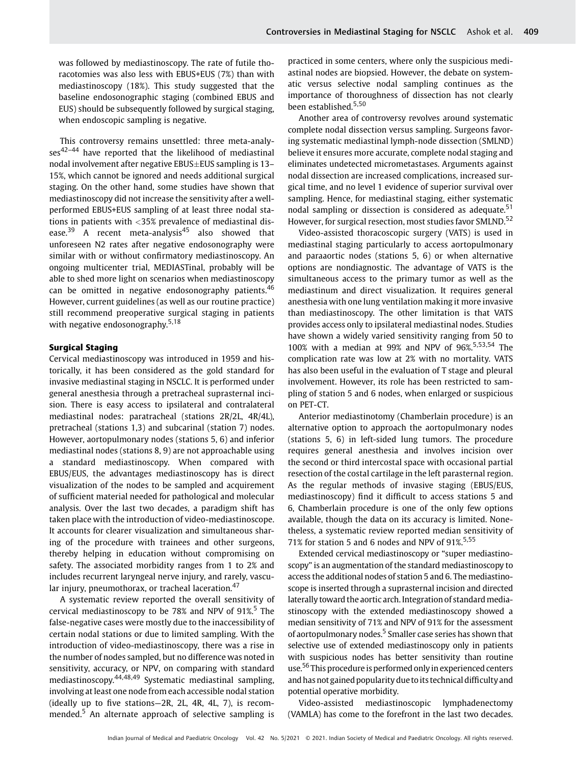was followed by mediastinoscopy. The rate of futile thoracotomies was also less with EBUS+EUS (7%) than with mediastinoscopy (18%). This study suggested that the baseline endosonographic staging (combined EBUS and EUS) should be subsequently followed by surgical staging, when endoscopic sampling is negative.

This controversy remains unsettled: three meta-analyses[42–44] have reported that the likelihood of mediastinal nodal involvement after negative EBUS±EUS sampling is 13–15%, which cannot be ignored and needs additional surgical staging. On the other hand, some studies have shown that mediastinoscopy did not increase the sensitivity after a well-performed EBUS+EUS sampling of at least three nodal stations in patients with <35% prevalence of mediastinal disease.[39] A recent meta-analysis[45] also showed that unforeseen N2 rates after negative endosonography were similar with or without confirmatory mediastinoscopy. An ongoing multicenter trial, MEDIASTinal, probably will be able to shed more light on scenarios when mediastinoscopy can be omitted in negative endosonography patients.[46] However, current guidelines (as well as our routine practice) still recommend preoperative surgical staging in patients with negative endosonography.[5,18]

### Surgical Staging

Cervical mediastinoscopy was introduced in 1959 and historically, it has been considered as the gold standard for invasive mediastinal staging in NSCLC. It is performed under general anesthesia through a pretracheal suprasternal incision. There is easy access to ipsilateral and contralateral mediastinal nodes: paratracheal (stations 2R/2L, 4R/4L), pretracheal (stations 1,3) and subcarinal (station 7) nodes. However, aortopulmonary nodes (stations 5, 6) and inferior mediastinal nodes (stations 8, 9) are not approachable using a standard mediastinoscopy. When compared with EBUS/EUS, the advantages mediastinoscopy has is direct visualization of the nodes to be sampled and acquirement of sufficient material needed for pathological and molecular analysis. Over the last two decades, a paradigm shift has taken place with the introduction of video-mediastinoscope. It accounts for clearer visualization and simultaneous sharing of the procedure with trainees and other surgeons, thereby helping in education without compromising on safety. The associated morbidity ranges from 1 to 2% and includes recurrent laryngeal nerve injury, and rarely, vascular injury, pneumothorax, or tracheal laceration.[47]

A systematic review reported the overall sensitivity of cervical mediastinoscopy to be 78% and NPV of 91%.[5] The false-negative cases were mostly due to the inaccessibility of certain nodal stations or due to limited sampling. With the introduction of video-mediastinoscopy, there was a rise in the number of nodes sampled, but no difference was noted in sensitivity, accuracy, or NPV, on comparing with standard mediastinoscopy.[44,48,49] Systematic mediastinal sampling, involving at least one node from each accessible nodal station (ideally up to five stations—2R, 2L, 4R, 4L, 7), is recommended.[5] An alternate approach of selective sampling is practiced in some centers, where only the suspicious mediastinal nodes are biopsied. However, the debate on systematic versus selective nodal sampling continues as the importance of thoroughness of dissection has not clearly been established.[5,50]

Another area of controversy revolves around systematic complete nodal dissection versus sampling. Surgeons favoring systematic mediastinal lymph-node dissection (SMLND) believe it ensures more accurate, complete nodal staging and eliminates undetected micrometastases. Arguments against nodal dissection are increased complications, increased surgical time, and no level 1 evidence of superior survival over sampling. Hence, for mediastinal staging, either systematic nodal sampling or dissection is considered as adequate.[51] However, for surgical resection, most studies favor SMLND.[52]

Video-assisted thoracoscopic surgery (VATS) is used in mediastinal staging particularly to access aortopulmonary and paraaortic nodes (stations 5, 6) or when alternative options are nondiagnostic. The advantage of VATS is the simultaneous access to the primary tumor as well as the mediastinum and direct visualization. It requires general anesthesia with one lung ventilation making it more invasive than mediastinoscopy. The other limitation is that VATS provides access only to ipsilateral mediastinal nodes. Studies have shown a widely varied sensitivity ranging from 50 to 100% with a median at 99% and NPV of 96%.[5,53,54] The complication rate was low at 2% with no mortality. VATS has also been useful in the evaluation of T stage and pleural involvement. However, its role has been restricted to sampling of station 5 and 6 nodes, when enlarged or suspicious on PET-CT.

Anterior mediastinotomy (Chamberlain procedure) is an alternative option to approach the aortopulmonary nodes (stations 5, 6) in left-sided lung tumors. The procedure requires general anesthesia and involves incision over the second or third intercostal space with occasional partial resection of the costal cartilage in the left parasternal region. As the regular methods of invasive staging (EBUS/EUS, mediastinoscopy) find it difficult to access stations 5 and 6, Chamberlain procedure is one of the only few options available, though the data on its accuracy is limited. Nonetheless, a systematic review reported median sensitivity of 71% for station 5 and 6 nodes and NPV of 91%.[5,55]

Extended cervical mediastinoscopy or "super mediastinoscopy" is an augmentation of the standard mediastinoscopy to access the additional nodes of station 5 and 6. The mediastinoscope is inserted through a suprasternal incision and directed laterally toward the aortic arch. Integration of standard mediastinoscopy with the extended mediastinoscopy showed a median sensitivity of 71% and NPV of 91% for the assessment of aortopulmonary nodes.[5] Smaller case series has shown that selective use of extended mediastinoscopy only in patients with suspicious nodes has better sensitivity than routine use.[56] This procedure is performed only in experienced centers and has not gained popularity due to its technical difficulty and potential operative morbidity.

Video-assisted mediastinoscopic lymphadenectomy (VAMLA) has come to the forefront in the last two decades.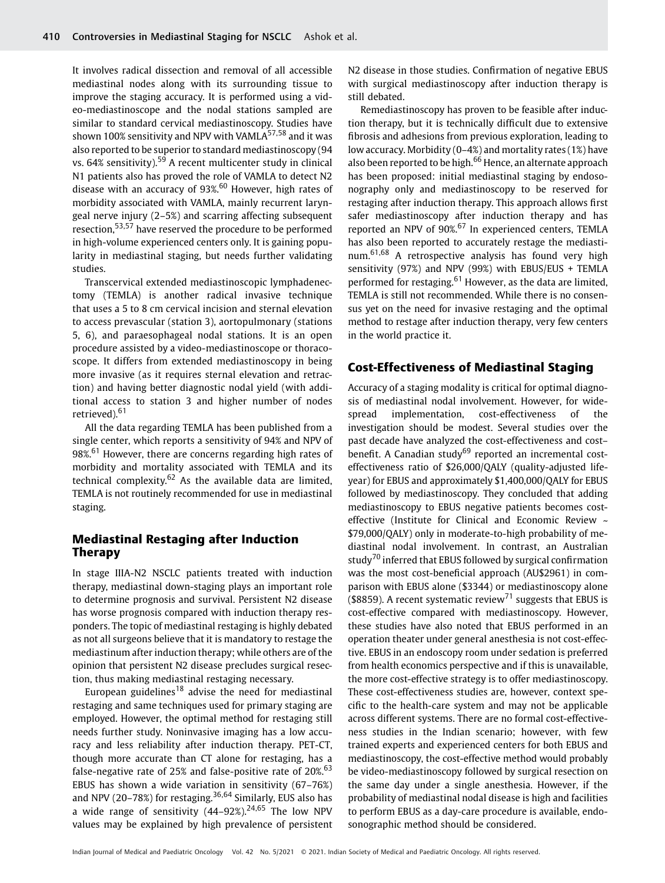It involves radical dissection and removal of all accessible mediastinal nodes along with its surrounding tissue to improve the staging accuracy. It is performed using a video-mediastinoscope and the nodal stations sampled are similar to standard cervical mediastinoscopy. Studies have shown 100% sensitivity and NPV with VAMLA[57,58] and it was also reported to be superior to standard mediastinoscopy (94 vs. 64% sensitivity).[59] A recent multicenter study in clinical N1 patients also has proved the role of VAMLA to detect N2 disease with an accuracy of 93%.[60] However, high rates of morbidity associated with VAMLA, mainly recurrent laryngeal nerve injury (2–5%) and scarring affecting subsequent resection,[53,57] have reserved the procedure to be performed in high-volume experienced centers only. It is gaining popularity in mediastinal staging, but needs further validating studies.

Transcervical extended mediastinoscopic lymphadenectomy (TEMLA) is another radical invasive technique that uses a 5 to 8 cm cervical incision and sternal elevation to access prevascular (station 3), aortopulmonary (stations 5, 6), and paraesophageal nodal stations. It is an open procedure assisted by a video-mediastinoscope or thoracoscope. It differs from extended mediastinoscopy in being more invasive (as it requires sternal elevation and retraction) and having better diagnostic nodal yield (with additional access to station 3 and higher number of nodes retrieved).[61]

All the data regarding TEMLA has been published from a single center, which reports a sensitivity of 94% and NPV of 98%.[61] However, there are concerns regarding high rates of morbidity and mortality associated with TEMLA and its technical complexity.[62] As the available data are limited, TEMLA is not routinely recommended for use in mediastinal staging.

## Mediastinal Restaging after Induction Therapy

In stage IIIA-N2 NSCLC patients treated with induction therapy, mediastinal down-staging plays an important role to determine prognosis and survival. Persistent N2 disease has worse prognosis compared with induction therapy responders. The topic of mediastinal restaging is highly debated as not all surgeons believe that it is mandatory to restage the mediastinum after induction therapy; while others are of the opinion that persistent N2 disease precludes surgical resection, thus making mediastinal restaging necessary.

European guidelines[18] advise the need for mediastinal restaging and same techniques used for primary staging are employed. However, the optimal method for restaging still needs further study. Noninvasive imaging has a low accuracy and less reliability after induction therapy. PET-CT, though more accurate than CT alone for restaging, has a false-negative rate of 25% and false-positive rate of 20%.[63] EBUS has shown a wide variation in sensitivity (67–76%) and NPV (20–78%) for restaging.[36,64] Similarly, EUS also has a wide range of sensitivity (44–92%).[24,65] The low NPV values may be explained by high prevalence of persistent N2 disease in those studies. Confirmation of negative EBUS with surgical mediastinoscopy after induction therapy is still debated.

Remediastinoscopy has proven to be feasible after induction therapy, but it is technically difficult due to extensive fibrosis and adhesions from previous exploration, leading to low accuracy. Morbidity (0–4%) and mortality rates (1%) have also been reported to be high.[66] Hence, an alternate approach has been proposed: initial mediastinal staging by endosonography only and mediastinoscopy to be reserved for restaging after induction therapy. This approach allows first safer mediastinoscopy after induction therapy and has reported an NPV of 90%.[67] In experienced centers, TEMLA has also been reported to accurately restage the mediastinum.[61,68] A retrospective analysis has found very high sensitivity (97%) and NPV (99%) with EBUS/EUS + TEMLA performed for restaging.[61] However, as the data are limited, TEMLA is still not recommended. While there is no consensus yet on the need for invasive restaging and the optimal method to restage after induction therapy, very few centers in the world practice it.

## Cost-Effectiveness of Mediastinal Staging

Accuracy of a staging modality is critical for optimal diagnosis of mediastinal nodal involvement. However, for widespread implementation, cost-effectiveness of the investigation should be modest. Several studies over the past decade have analyzed the cost-effectiveness and cost–benefit. A Canadian study[69] reported an incremental cost-effectiveness ratio of $26,000/QALY (quality-adjusted life-year) for EBUS and approximately $1,400,000/QALY for EBUS followed by mediastinoscopy. They concluded that adding mediastinoscopy to EBUS negative patients becomes cost-effective (Institute for Clinical and Economic Review ~ $79,000/QALY) only in moderate-to-high probability of mediastinal nodal involvement. In contrast, an Australian study[70] inferred that EBUS followed by surgical confirmation was the most cost-beneficial approach (AU$2961) in comparison with EBUS alone ($3344) or mediastinoscopy alone ($8859). A recent systematic review[71] suggests that EBUS is cost-effective compared with mediastinoscopy. However, these studies have also noted that EBUS performed in an operation theater under general anesthesia is not cost-effective. EBUS in an endoscopy room under sedation is preferred from health economics perspective and if this is unavailable, the more cost-effective strategy is to offer mediastinoscopy. These cost-effectiveness studies are, however, context specific to the health-care system and may not be applicable across different systems. There are no formal cost-effectiveness studies in the Indian scenario; however, with few trained experts and experienced centers for both EBUS and mediastinoscopy, the cost-effective method would probably be video-mediastinoscopy followed by surgical resection on the same day under a single anesthesia. However, if the probability of mediastinal nodal disease is high and facilities to perform EBUS as a day-care procedure is available, endosonographic method should be considered.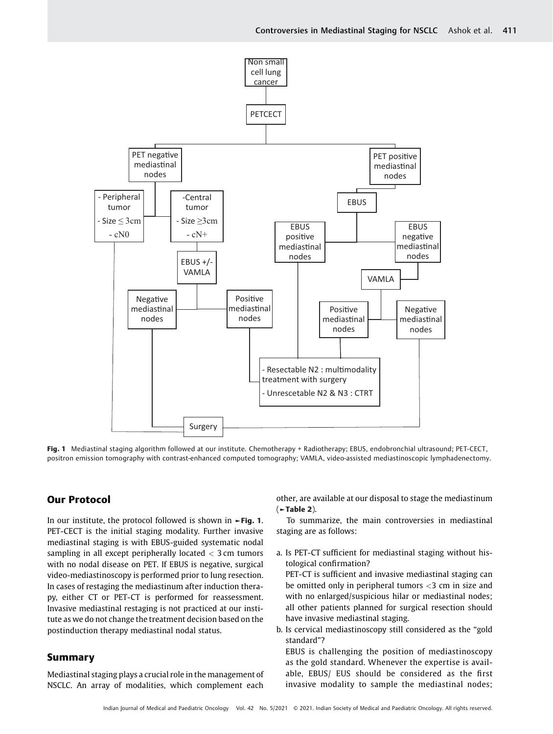Fig. 1 Mediastinal staging algorithm followed at our institute. Chemotherapy + Radiotherapy; EBUS, endobronchial ultrasound; PET-CECT, positron emission tomography with contrast-enhanced computed tomography; VAMLA, video-assisted mediastinoscopic lymphadenectomy.

## Our Protocol

In our institute, the protocol followed is shown in ►Fig. 1. PET-CECT is the initial staging modality. Further invasive mediastinal staging is with EBUS-guided systematic nodal sampling in all except peripherally located < 3 cm tumors with no nodal disease on PET. If EBUS is negative, surgical video-mediastinoscopy is performed prior to lung resection. In cases of restaging the mediastinum after induction therapy, either CT or PET-CT is performed for reassessment. Invasive mediastinal restaging is not practiced at our institute as we do not change the treatment decision based on the postinduction therapy mediastinal nodal status.

## Summary

Mediastinal staging plays a crucial role in the management of NSCLC. An array of modalities, which complement each other, are available at our disposal to stage the mediastinum (►Table 2).

To summarize, the main controversies in mediastinal staging are as follows:

a. Is PET-CT sufficient for mediastinal staging without histological confirmation?
   PET-CT is sufficient and invasive mediastinal staging can be omitted only in peripheral tumors <3 cm in size and with no enlarged/suspicious hilar or mediastinal nodes; all other patients planned for surgical resection should have invasive mediastinal staging.
b. Is cervical mediastinoscopy still considered as the "gold standard"?
   EBUS is challenging the position of mediastinoscopy as the gold standard. Whenever the expertise is available, EBUS/ EUS should be considered as the first invasive modality to sample the mediastinal nodes;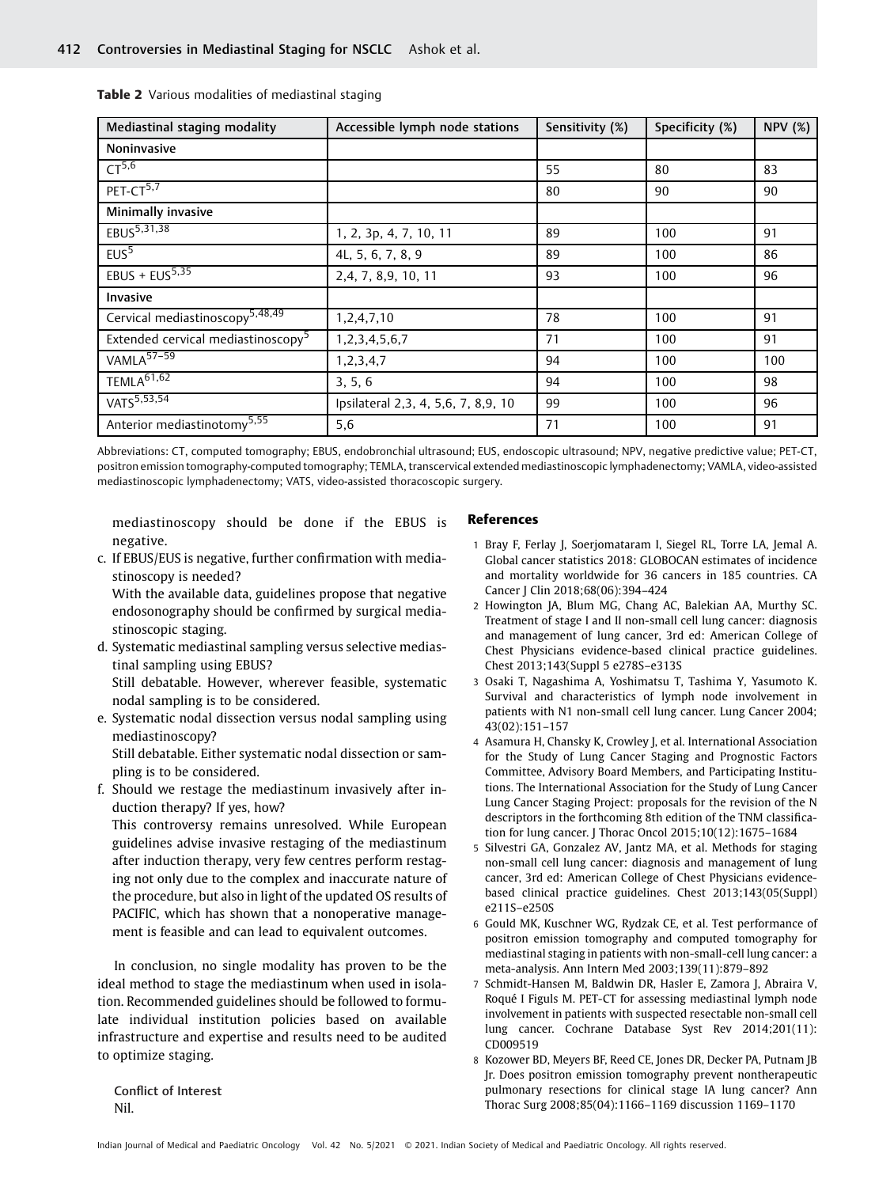**Table 2** Various modalities of mediastinal staging

| Mediastinal staging modality | Accessible lymph node stations | Sensitivity (%) | Specificity (%) | NPV (%) |
|---|---|---|---|---|
| **Noninvasive** | | | | |
| CT[5,6] | | 55 | 80 | 83 |
| PET-CT[5,7] | | 80 | 90 | 90 |
| **Minimally invasive** | | | | |
| EBUS[5,31,38] | 1, 2, 3p, 4, 7, 10, 11 | 89 | 100 | 91 |
| EUS[5] | 4L, 5, 6, 7, 8, 9 | 89 | 100 | 86 |
| EBUS + EUS[5,35] | 2,4, 7, 8,9, 10, 11 | 93 | 100 | 96 |
| **Invasive** | | | | |
| Cervical mediastinoscopy[5,48,49] | 1,2,4,7,10 | 78 | 100 | 91 |
| Extended cervical mediastinoscopy[5] | 1,2,3,4,5,6,7 | 71 | 100 | 91 |
| VAMLA[57–59] | 1,2,3,4,7 | 94 | 100 | 100 |
| TEMLA[61,62] | 3, 5, 6 | 94 | 100 | 98 |
| VATS[5,53,54] | Ipsilateral 2,3, 4, 5,6, 7, 8,9, 10 | 99 | 100 | 96 |
| Anterior mediastinotomy[5,55] | 5,6 | 71 | 100 | 91 |

Abbreviations: CT, computed tomography; EBUS, endobronchial ultrasound; EUS, endoscopic ultrasound; NPV, negative predictive value; PET-CT, positron emission tomography-computed tomography; TEMLA, transcervical extended mediastinoscopic lymphadenectomy; VAMLA, video-assisted mediastinoscopic lymphadenectomy; VATS, video-assisted thoracoscopic surgery.

mediastinoscopy should be done if the EBUS is negative.

c. If EBUS/EUS is negative, further confirmation with mediastinoscopy is needed?
   With the available data, guidelines propose that negative endosonography should be confirmed by surgical mediastinoscopic staging.
d. Systematic mediastinal sampling versus selective mediastinal sampling using EBUS?
   Still debatable. However, wherever feasible, systematic nodal sampling is to be considered.
e. Systematic nodal dissection versus nodal sampling using mediastinoscopy?
   Still debatable. Either systematic nodal dissection or sampling is to be considered.
f. Should we restage the mediastinum invasively after induction therapy? If yes, how?
   This controversy remains unresolved. While European guidelines advise invasive restaging of the mediastinum after induction therapy, very few centres perform restaging not only due to the complex and inaccurate nature of the procedure, but also in light of the updated OS results of PACIFIC, which has shown that a nonoperative management is feasible and can lead to equivalent outcomes.

In conclusion, no single modality has proven to be the ideal method to stage the mediastinum when used in isolation. Recommended guidelines should be followed to formulate individual institution policies based on available infrastructure and expertise and results need to be audited to optimize staging.

**Conflict of Interest**
Nil.

## References

1. Bray F, Ferlay J, Soerjomataram I, Siegel RL, Torre LA, Jemal A. Global cancer statistics 2018: GLOBOCAN estimates of incidence and mortality worldwide for 36 cancers in 185 countries. CA Cancer J Clin 2018;68(06):394–424
2. Howington JA, Blum MG, Chang AC, Balekian AA, Murthy SC. Treatment of stage I and II non-small cell lung cancer: diagnosis and management of lung cancer, 3rd ed: American College of Chest Physicians evidence-based clinical practice guidelines. Chest 2013;143(Suppl 5 e278S–e313S
3. Osaki T, Nagashima A, Yoshimatsu T, Tashima Y, Yasumoto K. Survival and characteristics of lymph node involvement in patients with N1 non-small cell lung cancer. Lung Cancer 2004; 43(02):151–157
4. Asamura H, Chansky K, Crowley J, et al. International Association for the Study of Lung Cancer Staging and Prognostic Factors Committee, Advisory Board Members, and Participating Institutions. The International Association for the Study of Lung Cancer Lung Cancer Staging Project: proposals for the revision of the N descriptors in the forthcoming 8th edition of the TNM classification for lung cancer. J Thorac Oncol 2015;10(12):1675–1684
5. Silvestri GA, Gonzalez AV, Jantz MA, et al. Methods for staging non-small cell lung cancer: diagnosis and management of lung cancer, 3rd ed: American College of Chest Physicians evidence-based clinical practice guidelines. Chest 2013;143(05(Suppl) e211S–e250S
6. Gould MK, Kuschner WG, Rydzak CE, et al. Test performance of positron emission tomography and computed tomography for mediastinal staging in patients with non-small-cell lung cancer: a meta-analysis. Ann Intern Med 2003;139(11):879–892
7. Schmidt-Hansen M, Baldwin DR, Hasler E, Zamora J, Abraira V, Roqué I Figuls M. PET-CT for assessing mediastinal lymph node involvement in patients with suspected resectable non-small cell lung cancer. Cochrane Database Syst Rev 2014;201(11): CD009519
8. Kozower BD, Meyers BF, Reed CE, Jones DR, Decker PA, Putnam JB Jr. Does positron emission tomography prevent nontherapeutic pulmonary resections for clinical stage IA lung cancer? Ann Thorac Surg 2008;85(04):1166–1169 discussion 1169–1170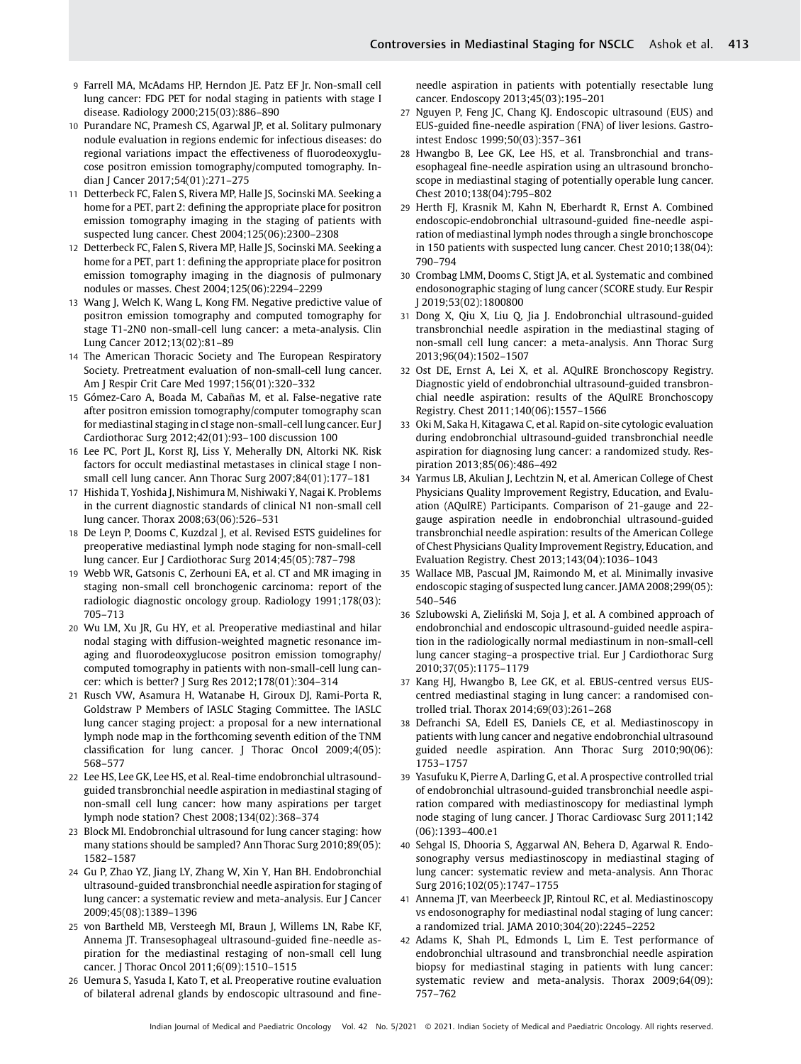9 Farrell MA, McAdams HP, Herndon JE. Patz EF Jr. Non-small cell lung cancer: FDG PET for nodal staging in patients with stage I disease. Radiology 2000;215(03):886–890

10 Purandare NC, Pramesh CS, Agarwal JP, et al. Solitary pulmonary nodule evaluation in regions endemic for infectious diseases: do regional variations impact the effectiveness of fluorodeoxyglucose positron emission tomography/computed tomography. Indian J Cancer 2017;54(01):271–275

11 Detterbeck FC, Falen S, Rivera MP, Halle JS, Socinski MA. Seeking a home for a PET, part 2: defining the appropriate place for positron emission tomography imaging in the staging of patients with suspected lung cancer. Chest 2004;125(06):2300–2308

12 Detterbeck FC, Falen S, Rivera MP, Halle JS, Socinski MA. Seeking a home for a PET, part 1: defining the appropriate place for positron emission tomography imaging in the diagnosis of pulmonary nodules or masses. Chest 2004;125(06):2294–2299

13 Wang J, Welch K, Wang L, Kong FM. Negative predictive value of positron emission tomography and computed tomography for stage T1-2N0 non-small-cell lung cancer: a meta-analysis. Clin Lung Cancer 2012;13(02):81–89

14 The American Thoracic Society and The European Respiratory Society. Pretreatment evaluation of non-small-cell lung cancer. Am J Respir Crit Care Med 1997;156(01):320–332

15 Gómez-Caro A, Boada M, Cabañas M, et al. False-negative rate after positron emission tomography/computer tomography scan for mediastinal staging in cI stage non-small-cell lung cancer. Eur J Cardiothorac Surg 2012;42(01):93–100 discussion 100

16 Lee PC, Port JL, Korst RJ, Liss Y, Meherally DN, Altorki NK. Risk factors for occult mediastinal metastases in clinical stage I non-small cell lung cancer. Ann Thorac Surg 2007;84(01):177–181

17 Hishida T, Yoshida J, Nishimura M, Nishiwaki Y, Nagai K. Problems in the current diagnostic standards of clinical N1 non-small cell lung cancer. Thorax 2008;63(06):526–531

18 De Leyn P, Dooms C, Kuzdzal J, et al. Revised ESTS guidelines for preoperative mediastinal lymph node staging for non-small-cell lung cancer. Eur J Cardiothorac Surg 2014;45(05):787–798

19 Webb WR, Gatsonis C, Zerhouni EA, et al. CT and MR imaging in staging non-small cell bronchogenic carcinoma: report of the radiologic diagnostic oncology group. Radiology 1991;178(03):705–713

20 Wu LM, Xu JR, Gu HY, et al. Preoperative mediastinal and hilar nodal staging with diffusion-weighted magnetic resonance imaging and fluorodeoxyglucose positron emission tomography/computed tomography in patients with non-small-cell lung cancer: which is better? J Surg Res 2012;178(01):304–314

21 Rusch VW, Asamura H, Watanabe H, Giroux DJ, Rami-Porta R, Goldstraw P Members of IASLC Staging Committee. The IASLC lung cancer staging project: a proposal for a new international lymph node map in the forthcoming seventh edition of the TNM classification for lung cancer. J Thorac Oncol 2009;4(05):568–577

22 Lee HS, Lee GK, Lee HS, et al. Real-time endobronchial ultrasound-guided transbronchial needle aspiration in mediastinal staging of non-small cell lung cancer: how many aspirations per target lymph node station? Chest 2008;134(02):368–374

23 Block MI. Endobronchial ultrasound for lung cancer staging: how many stations should be sampled? Ann Thorac Surg 2010;89(05):1582–1587

24 Gu P, Zhao YZ, Jiang LY, Zhang W, Xin Y, Han BH. Endobronchial ultrasound-guided transbronchial needle aspiration for staging of lung cancer: a systematic review and meta-analysis. Eur J Cancer 2009;45(08):1389–1396

25 von Bartheld MB, Versteegh MI, Braun J, Willems LN, Rabe KF, Annema JT. Transesophageal ultrasound-guided fine-needle aspiration for the mediastinal restaging of non-small cell lung cancer. J Thorac Oncol 2011;6(09):1510–1515

26 Uemura S, Yasuda I, Kato T, et al. Preoperative routine evaluation of bilateral adrenal glands by endoscopic ultrasound and fine-needle aspiration in patients with potentially resectable lung cancer. Endoscopy 2013;45(03):195–201

27 Nguyen P, Feng JC, Chang KJ. Endoscopic ultrasound (EUS) and EUS-guided fine-needle aspiration (FNA) of liver lesions. Gastrointest Endosc 1999;50(03):357–361

28 Hwangbo B, Lee GK, Lee HS, et al. Transbronchial and transesophageal fine-needle aspiration using an ultrasound bronchoscope in mediastinal staging of potentially operable lung cancer. Chest 2010;138(04):795–802

29 Herth FJ, Krasnik M, Kahn N, Eberhardt R, Ernst A. Combined endoscopic-endobronchial ultrasound-guided fine-needle aspiration of mediastinal lymph nodes through a single bronchoscope in 150 patients with suspected lung cancer. Chest 2010;138(04):790–794

30 Crombag LMM, Dooms C, Stigt JA, et al. Systematic and combined endosonographic staging of lung cancer (SCORE study. Eur Respir J 2019;53(02):1800800

31 Dong X, Qiu X, Liu Q, Jia J. Endobronchial ultrasound-guided transbronchial needle aspiration in the mediastinal staging of non-small cell lung cancer: a meta-analysis. Ann Thorac Surg 2013;96(04):1502–1507

32 Ost DE, Ernst A, Lei X, et al. AQuIRE Bronchoscopy Registry. Diagnostic yield of endobronchial ultrasound-guided transbronchial needle aspiration: results of the AQuIRE Bronchoscopy Registry. Chest 2011;140(06):1557–1566

33 Oki M, Saka H, Kitagawa C, et al. Rapid on-site cytologic evaluation during endobronchial ultrasound-guided transbronchial needle aspiration for diagnosing lung cancer: a randomized study. Respiration 2013;85(06):486–492

34 Yarmus LB, Akulian J, Lechtzin N, et al. American College of Chest Physicians Quality Improvement Registry, Education, and Evaluation (AQuIRE) Participants. Comparison of 21-gauge and 22-gauge aspiration needle in endobronchial ultrasound-guided transbronchial needle aspiration: results of the American College of Chest Physicians Quality Improvement Registry, Education, and Evaluation Registry. Chest 2013;143(04):1036–1043

35 Wallace MB, Pascual JM, Raimondo M, et al. Minimally invasive endoscopic staging of suspected lung cancer. JAMA 2008;299(05):540–546

36 Szlubowski A, Zieliński M, Soja J, et al. A combined approach of endobronchial and endoscopic ultrasound-guided needle aspiration in the radiologically normal mediastinum in non-small-cell lung cancer staging–a prospective trial. Eur J Cardiothorac Surg 2010;37(05):1175–1179

37 Kang HJ, Hwangbo B, Lee GK, et al. EBUS-centred versus EUS-centred mediastinal staging in lung cancer: a randomised controlled trial. Thorax 2014;69(03):261–268

38 Defranchi SA, Edell ES, Daniels CE, et al. Mediastinoscopy in patients with lung cancer and negative endobronchial ultrasound guided needle aspiration. Ann Thorac Surg 2010;90(06):1753–1757

39 Yasufuku K, Pierre A, Darling G, et al. A prospective controlled trial of endobronchial ultrasound-guided transbronchial needle aspiration compared with mediastinoscopy for mediastinal lymph node staging of lung cancer. J Thorac Cardiovasc Surg 2011;142(06):1393–400.e1

40 Sehgal IS, Dhooria S, Aggarwal AN, Behera D, Agarwal R. Endosonography versus mediastinoscopy in mediastinal staging of lung cancer: systematic review and meta-analysis. Ann Thorac Surg 2016;102(05):1747–1755

41 Annema JT, van Meerbeeck JP, Rintoul RC, et al. Mediastinoscopy vs endosonography for mediastinal nodal staging of lung cancer: a randomized trial. JAMA 2010;304(20):2245–2252

42 Adams K, Shah PL, Edmonds L, Lim E. Test performance of endobronchial ultrasound and transbronchial needle aspiration biopsy for mediastinal staging in patients with lung cancer: systematic review and meta-analysis. Thorax 2009;64(09):757–762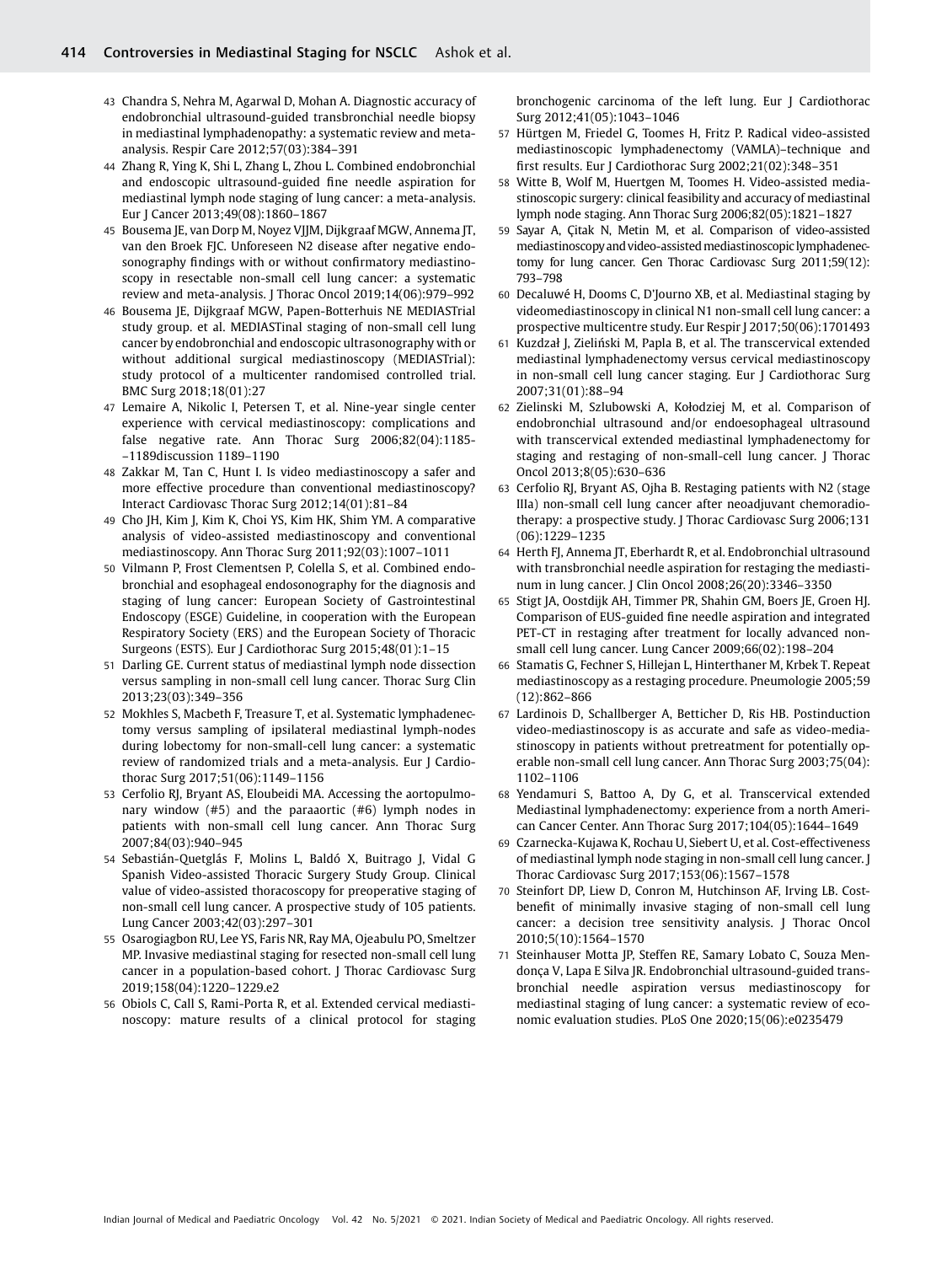43 Chandra S, Nehra M, Agarwal D, Mohan A. Diagnostic accuracy of endobronchial ultrasound-guided transbronchial needle biopsy in mediastinal lymphadenopathy: a systematic review and meta-analysis. Respir Care 2012;57(03):384–391

44 Zhang R, Ying K, Shi L, Zhang L, Zhou L. Combined endobronchial and endoscopic ultrasound-guided fine needle aspiration for mediastinal lymph node staging of lung cancer: a meta-analysis. Eur J Cancer 2013;49(08):1860–1867

45 Bousema JE, van Dorp M, Noyez VJJM, Dijkgraaf MGW, Annema JT, van den Broek FJC. Unforeseen N2 disease after negative endosonography findings with or without confirmatory mediastinoscopy in resectable non-small cell lung cancer: a systematic review and meta-analysis. J Thorac Oncol 2019;14(06):979–992

46 Bousema JE, Dijkgraaf MGW, Papen-Botterhuis NE MEDIASTrial study group. et al. MEDIASTinal staging of non-small cell lung cancer by endobronchial and endoscopic ultrasonography with or without additional surgical mediastinoscopy (MEDIASTrial): study protocol of a multicenter randomised controlled trial. BMC Surg 2018;18(01):27

47 Lemaire A, Nikolic I, Petersen T, et al. Nine-year single center experience with cervical mediastinoscopy: complications and false negative rate. Ann Thorac Surg 2006;82(04):1185–1189discussion 1189–1190

48 Zakkar M, Tan C, Hunt I. Is video mediastinoscopy a safer and more effective procedure than conventional mediastinoscopy? Interact Cardiovasc Thorac Surg 2012;14(01):81–84

49 Cho JH, Kim J, Kim K, Choi YS, Kim HK, Shim YM. A comparative analysis of video-assisted mediastinoscopy and conventional mediastinoscopy. Ann Thorac Surg 2011;92(03):1007–1011

50 Vilmann P, Frost Clementsen P, Colella S, et al. Combined endobronchial and esophageal endosonography for the diagnosis and staging of lung cancer: European Society of Gastrointestinal Endoscopy (ESGE) Guideline, in cooperation with the European Respiratory Society (ERS) and the European Society of Thoracic Surgeons (ESTS). Eur J Cardiothorac Surg 2015;48(01):1–15

51 Darling GE. Current status of mediastinal lymph node dissection versus sampling in non-small cell lung cancer. Thorac Surg Clin 2013;23(03):349–356

52 Mokhles S, Macbeth F, Treasure T, et al. Systematic lymphadenectomy versus sampling of ipsilateral mediastinal lymph-nodes during lobectomy for non-small-cell lung cancer: a systematic review of randomized trials and a meta-analysis. Eur J Cardiothorac Surg 2017;51(06):1149–1156

53 Cerfolio RJ, Bryant AS, Eloubeidi MA. Accessing the aortopulmonary window (#5) and the paraaortic (#6) lymph nodes in patients with non-small cell lung cancer. Ann Thorac Surg 2007;84(03):940–945

54 Sebastián-Quetglás F, Molins L, Baldó X, Buitrago J, Vidal G Spanish Video-assisted Thoracic Surgery Study Group. Clinical value of video-assisted thoracoscopy for preoperative staging of non-small cell lung cancer. A prospective study of 105 patients. Lung Cancer 2003;42(03):297–301

55 Osarogiagbon RU, Lee YS, Faris NR, Ray MA, Ojeabulu PO, Smeltzer MP. Invasive mediastinal staging for resected non-small cell lung cancer in a population-based cohort. J Thorac Cardiovasc Surg 2019;158(04):1220–1229.e2

56 Obiols C, Call S, Rami-Porta R, et al. Extended cervical mediastinoscopy: mature results of a clinical protocol for staging bronchogenic carcinoma of the left lung. Eur J Cardiothorac Surg 2012;41(05):1043–1046

57 Hürtgen M, Friedel G, Toomes H, Fritz P. Radical video-assisted mediastinoscopic lymphadenectomy (VAMLA)–technique and first results. Eur J Cardiothorac Surg 2002;21(02):348–351

58 Witte B, Wolf M, Huertgen M, Toomes H. Video-assisted mediastinoscopic surgery: clinical feasibility and accuracy of mediastinal lymph node staging. Ann Thorac Surg 2006;82(05):1821–1827

59 Sayar A, Çitak N, Metin M, et al. Comparison of video-assisted mediastinoscopy and video-assisted mediastinoscopic lymphadenectomy for lung cancer. Gen Thorac Cardiovasc Surg 2011;59(12): 793–798

60 Decaluwé H, Dooms C, D'Journo XB, et al. Mediastinal staging by videomediastinoscopy in clinical N1 non-small cell lung cancer: a prospective multicentre study. Eur Respir J 2017;50(06):1701493

61 Kuzdzał J, Zieliński M, Papla B, et al. The transcervical extended mediastinal lymphadenectomy versus cervical mediastinoscopy in non-small cell lung cancer staging. Eur J Cardiothorac Surg 2007;31(01):88–94

62 Zielinski M, Szlubowski A, Kołodziej M, et al. Comparison of endobronchial ultrasound and/or endoesophageal ultrasound with transcervical extended mediastinal lymphadenectomy for staging and restaging of non-small-cell lung cancer. J Thorac Oncol 2013;8(05):630–636

63 Cerfolio RJ, Bryant AS, Ojha B. Restaging patients with N2 (stage IIIa) non-small cell lung cancer after neoadjuvant chemoradiotherapy: a prospective study. J Thorac Cardiovasc Surg 2006;131 (06):1229–1235

64 Herth FJ, Annema JT, Eberhardt R, et al. Endobronchial ultrasound with transbronchial needle aspiration for restaging the mediastinum in lung cancer. J Clin Oncol 2008;26(20):3346–3350

65 Stigt JA, Oostdijk AH, Timmer PR, Shahin GM, Boers JE, Groen HJ. Comparison of EUS-guided fine needle aspiration and integrated PET-CT in restaging after treatment for locally advanced non-small cell lung cancer. Lung Cancer 2009;66(02):198–204

66 Stamatis G, Fechner S, Hillejan L, Hinterthaner M, Krbek T. Repeat mediastinoscopy as a restaging procedure. Pneumologie 2005;59 (12):862–866

67 Lardinois D, Schallberger A, Betticher D, Ris HB. Postinduction video-mediastinoscopy is as accurate and safe as video-mediastinoscopy in patients without pretreatment for potentially operable non-small cell lung cancer. Ann Thorac Surg 2003;75(04): 1102–1106

68 Yendamuri S, Battoo A, Dy G, et al. Transcervical extended Mediastinal lymphadenectomy: experience from a north American Cancer Center. Ann Thorac Surg 2017;104(05):1644–1649

69 Czarnecka-Kujawa K, Rochau U, Siebert U, et al. Cost-effectiveness of mediastinal lymph node staging in non-small cell lung cancer. J Thorac Cardiovasc Surg 2017;153(06):1567–1578

70 Steinfort DP, Liew D, Conron M, Hutchinson AF, Irving LB. Cost-benefit of minimally invasive staging of non-small cell lung cancer: a decision tree sensitivity analysis. J Thorac Oncol 2010;5(10):1564–1570

71 Steinhauser Motta JP, Steffen RE, Samary Lobato C, Souza Mendonça V, Lapa E Silva JR. Endobronchial ultrasound-guided transbronchial needle aspiration versus mediastinoscopy for mediastinal staging of lung cancer: a systematic review of economic evaluation studies. PLoS One 2020;15(06):e0235479